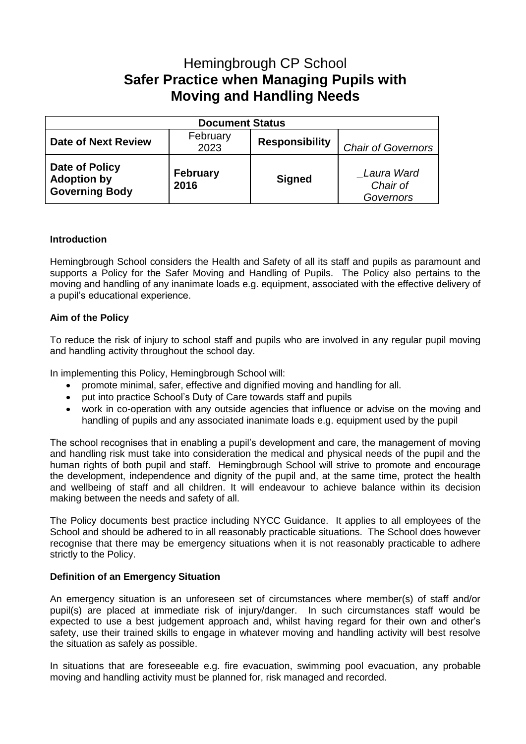# Hemingbrough CP School
## Safer Practice when Managing Pupils with Moving and Handling Needs

| Document Status | | | |
|---|---|---|---|
| **Date of Next Review** | February 2023 | **Responsibility** | *Chair of Governors* |
| **Date of Policy Adoption by Governing Body** | **February 2016** | **Signed** | *_Laura Ward Chair of Governors* |

**Introduction**

Hemingbrough School considers the Health and Safety of all its staff and pupils as paramount and supports a Policy for the Safer Moving and Handling of Pupils. The Policy also pertains to the moving and handling of any inanimate loads e.g. equipment, associated with the effective delivery of a pupil's educational experience.

**Aim of the Policy**

To reduce the risk of injury to school staff and pupils who are involved in any regular pupil moving and handling activity throughout the school day.

In implementing this Policy, Hemingbrough School will:

- promote minimal, safer, effective and dignified moving and handling for all.
- put into practice School's Duty of Care towards staff and pupils
- work in co-operation with any outside agencies that influence or advise on the moving and handling of pupils and any associated inanimate loads e.g. equipment used by the pupil

The school recognises that in enabling a pupil's development and care, the management of moving and handling risk must take into consideration the medical and physical needs of the pupil and the human rights of both pupil and staff. Hemingbrough School will strive to promote and encourage the development, independence and dignity of the pupil and, at the same time, protect the health and wellbeing of staff and all children. It will endeavour to achieve balance within its decision making between the needs and safety of all.

The Policy documents best practice including NYCC Guidance. It applies to all employees of the School and should be adhered to in all reasonably practicable situations. The School does however recognise that there may be emergency situations when it is not reasonably practicable to adhere strictly to the Policy.

**Definition of an Emergency Situation**

An emergency situation is an unforeseen set of circumstances where member(s) of staff and/or pupil(s) are placed at immediate risk of injury/danger. In such circumstances staff would be expected to use a best judgement approach and, whilst having regard for their own and other's safety, use their trained skills to engage in whatever moving and handling activity will best resolve the situation as safely as possible.

In situations that are foreseeable e.g. fire evacuation, swimming pool evacuation, any probable moving and handling activity must be planned for, risk managed and recorded.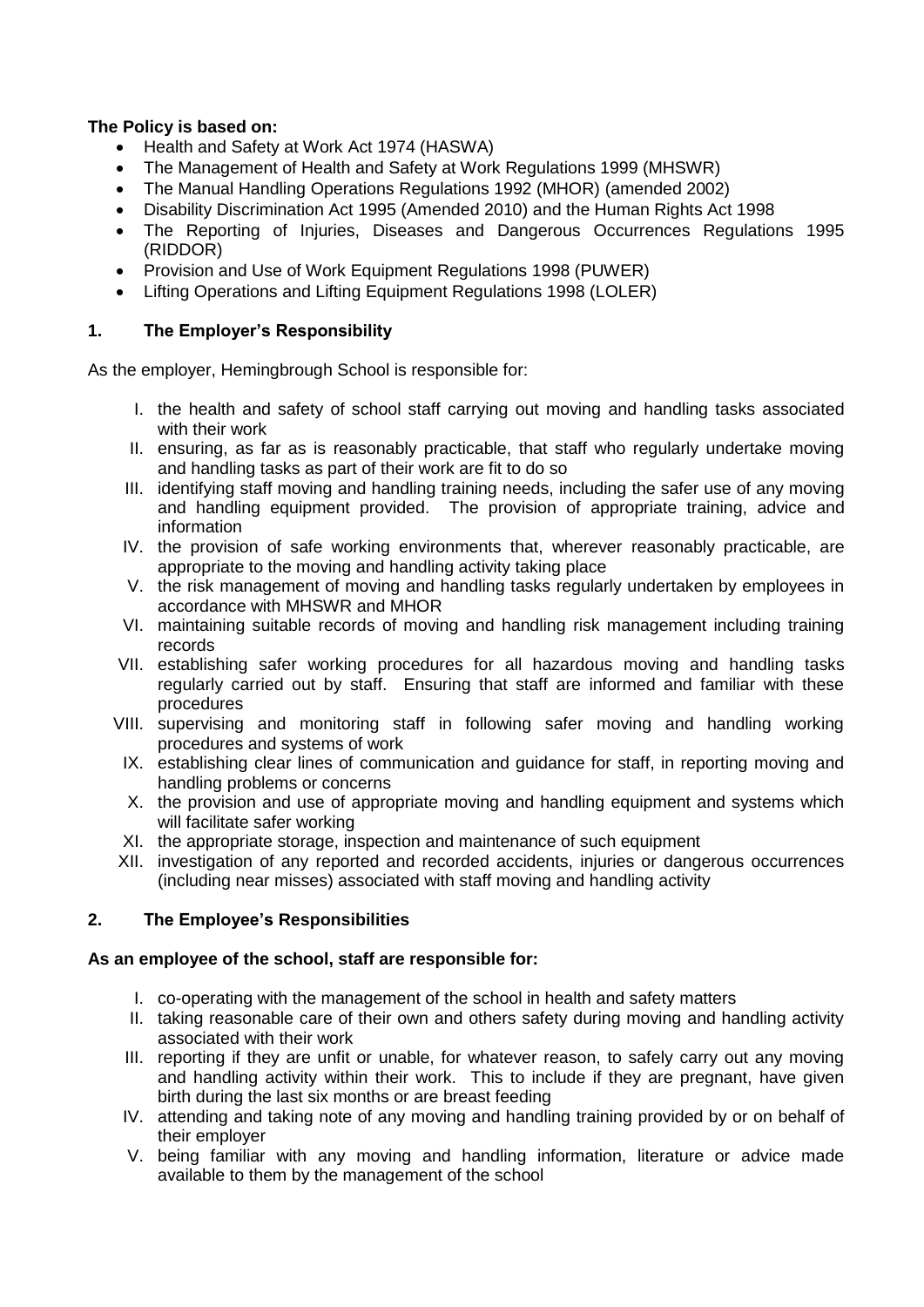**The Policy is based on:**

- Health and Safety at Work Act 1974 (HASWA)
- The Management of Health and Safety at Work Regulations 1999 (MHSWR)
- The Manual Handling Operations Regulations 1992 (MHOR) (amended 2002)
- Disability Discrimination Act 1995 (Amended 2010) and the Human Rights Act 1998
- The Reporting of Injuries, Diseases and Dangerous Occurrences Regulations 1995 (RIDDOR)
- Provision and Use of Work Equipment Regulations 1998 (PUWER)
- Lifting Operations and Lifting Equipment Regulations 1998 (LOLER)

## 1. The Employer's Responsibility

As the employer, Hemingbrough School is responsible for:

I. the health and safety of school staff carrying out moving and handling tasks associated with their work

II. ensuring, as far as is reasonably practicable, that staff who regularly undertake moving and handling tasks as part of their work are fit to do so

III. identifying staff moving and handling training needs, including the safer use of any moving and handling equipment provided. The provision of appropriate training, advice and information

IV. the provision of safe working environments that, wherever reasonably practicable, are appropriate to the moving and handling activity taking place

V. the risk management of moving and handling tasks regularly undertaken by employees in accordance with MHSWR and MHOR

VI. maintaining suitable records of moving and handling risk management including training records

VII. establishing safer working procedures for all hazardous moving and handling tasks regularly carried out by staff. Ensuring that staff are informed and familiar with these procedures

VIII. supervising and monitoring staff in following safer moving and handling working procedures and systems of work

IX. establishing clear lines of communication and guidance for staff, in reporting moving and handling problems or concerns

X. the provision and use of appropriate moving and handling equipment and systems which will facilitate safer working

XI. the appropriate storage, inspection and maintenance of such equipment

XII. investigation of any reported and recorded accidents, injuries or dangerous occurrences (including near misses) associated with staff moving and handling activity

## 2. The Employee's Responsibilities

**As an employee of the school, staff are responsible for:**

I. co-operating with the management of the school in health and safety matters

II. taking reasonable care of their own and others safety during moving and handling activity associated with their work

III. reporting if they are unfit or unable, for whatever reason, to safely carry out any moving and handling activity within their work. This to include if they are pregnant, have given birth during the last six months or are breast feeding

IV. attending and taking note of any moving and handling training provided by or on behalf of their employer

V. being familiar with any moving and handling information, literature or advice made available to them by the management of the school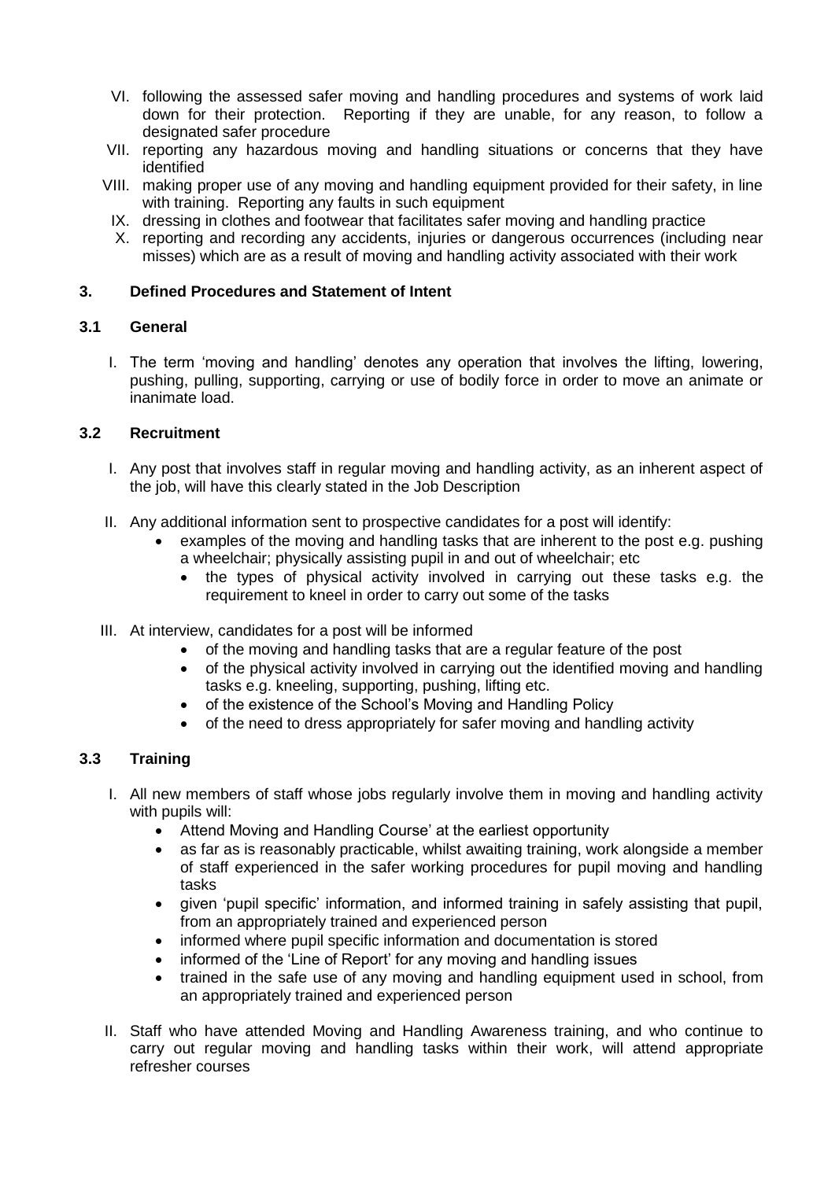VI. following the assessed safer moving and handling procedures and systems of work laid down for their protection. Reporting if they are unable, for any reason, to follow a designated safer procedure

VII. reporting any hazardous moving and handling situations or concerns that they have identified

VIII. making proper use of any moving and handling equipment provided for their safety, in line with training. Reporting any faults in such equipment

IX. dressing in clothes and footwear that facilitates safer moving and handling practice

X. reporting and recording any accidents, injuries or dangerous occurrences (including near misses) which are as a result of moving and handling activity associated with their work

## 3. Defined Procedures and Statement of Intent

### 3.1 General

I. The term 'moving and handling' denotes any operation that involves the lifting, lowering, pushing, pulling, supporting, carrying or use of bodily force in order to move an animate or inanimate load.

### 3.2 Recruitment

I. Any post that involves staff in regular moving and handling activity, as an inherent aspect of the job, will have this clearly stated in the Job Description

II. Any additional information sent to prospective candidates for a post will identify:
   - examples of the moving and handling tasks that are inherent to the post e.g. pushing a wheelchair; physically assisting pupil in and out of wheelchair; etc
   - the types of physical activity involved in carrying out these tasks e.g. the requirement to kneel in order to carry out some of the tasks

III. At interview, candidates for a post will be informed
   - of the moving and handling tasks that are a regular feature of the post
   - of the physical activity involved in carrying out the identified moving and handling tasks e.g. kneeling, supporting, pushing, lifting etc.
   - of the existence of the School's Moving and Handling Policy
   - of the need to dress appropriately for safer moving and handling activity

### 3.3 Training

I. All new members of staff whose jobs regularly involve them in moving and handling activity with pupils will:
   - Attend Moving and Handling Course' at the earliest opportunity
   - as far as is reasonably practicable, whilst awaiting training, work alongside a member of staff experienced in the safer working procedures for pupil moving and handling tasks
   - given 'pupil specific' information, and informed training in safely assisting that pupil, from an appropriately trained and experienced person
   - informed where pupil specific information and documentation is stored
   - informed of the 'Line of Report' for any moving and handling issues
   - trained in the safe use of any moving and handling equipment used in school, from an appropriately trained and experienced person

II. Staff who have attended Moving and Handling Awareness training, and who continue to carry out regular moving and handling tasks within their work, will attend appropriate refresher courses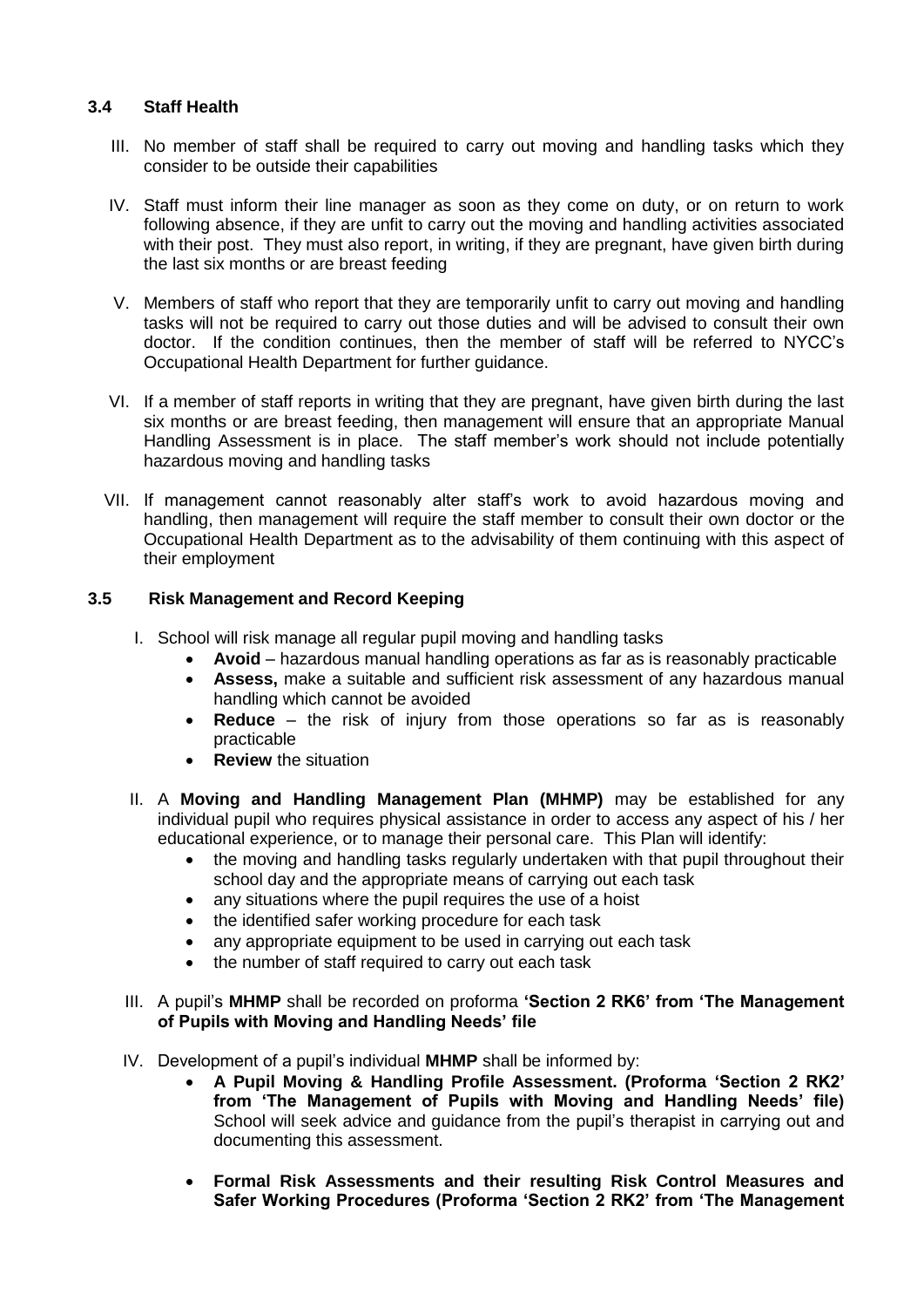### 3.4 Staff Health

III. No member of staff shall be required to carry out moving and handling tasks which they consider to be outside their capabilities

IV. Staff must inform their line manager as soon as they come on duty, or on return to work following absence, if they are unfit to carry out the moving and handling activities associated with their post. They must also report, in writing, if they are pregnant, have given birth during the last six months or are breast feeding

V. Members of staff who report that they are temporarily unfit to carry out moving and handling tasks will not be required to carry out those duties and will be advised to consult their own doctor. If the condition continues, then the member of staff will be referred to NYCC's Occupational Health Department for further guidance.

VI. If a member of staff reports in writing that they are pregnant, have given birth during the last six months or are breast feeding, then management will ensure that an appropriate Manual Handling Assessment is in place. The staff member's work should not include potentially hazardous moving and handling tasks

VII. If management cannot reasonably alter staff's work to avoid hazardous moving and handling, then management will require the staff member to consult their own doctor or the Occupational Health Department as to the advisability of them continuing with this aspect of their employment

### 3.5 Risk Management and Record Keeping

I. School will risk manage all regular pupil moving and handling tasks
   - **Avoid** – hazardous manual handling operations as far as is reasonably practicable
   - **Assess,** make a suitable and sufficient risk assessment of any hazardous manual handling which cannot be avoided
   - **Reduce** – the risk of injury from those operations so far as is reasonably practicable
   - **Review** the situation

II. A **Moving and Handling Management Plan (MHMP)** may be established for any individual pupil who requires physical assistance in order to access any aspect of his / her educational experience, or to manage their personal care. This Plan will identify:
   - the moving and handling tasks regularly undertaken with that pupil throughout their school day and the appropriate means of carrying out each task
   - any situations where the pupil requires the use of a hoist
   - the identified safer working procedure for each task
   - any appropriate equipment to be used in carrying out each task
   - the number of staff required to carry out each task

III. A pupil's **MHMP** shall be recorded on proforma **'Section 2 RK6' from 'The Management of Pupils with Moving and Handling Needs' file**

IV. Development of a pupil's individual **MHMP** shall be informed by:
   - **A Pupil Moving & Handling Profile Assessment. (Proforma 'Section 2 RK2' from 'The Management of Pupils with Moving and Handling Needs' file)** School will seek advice and guidance from the pupil's therapist in carrying out and documenting this assessment.
   - **Formal Risk Assessments and their resulting Risk Control Measures and Safer Working Procedures (Proforma 'Section 2 RK2' from 'The Management**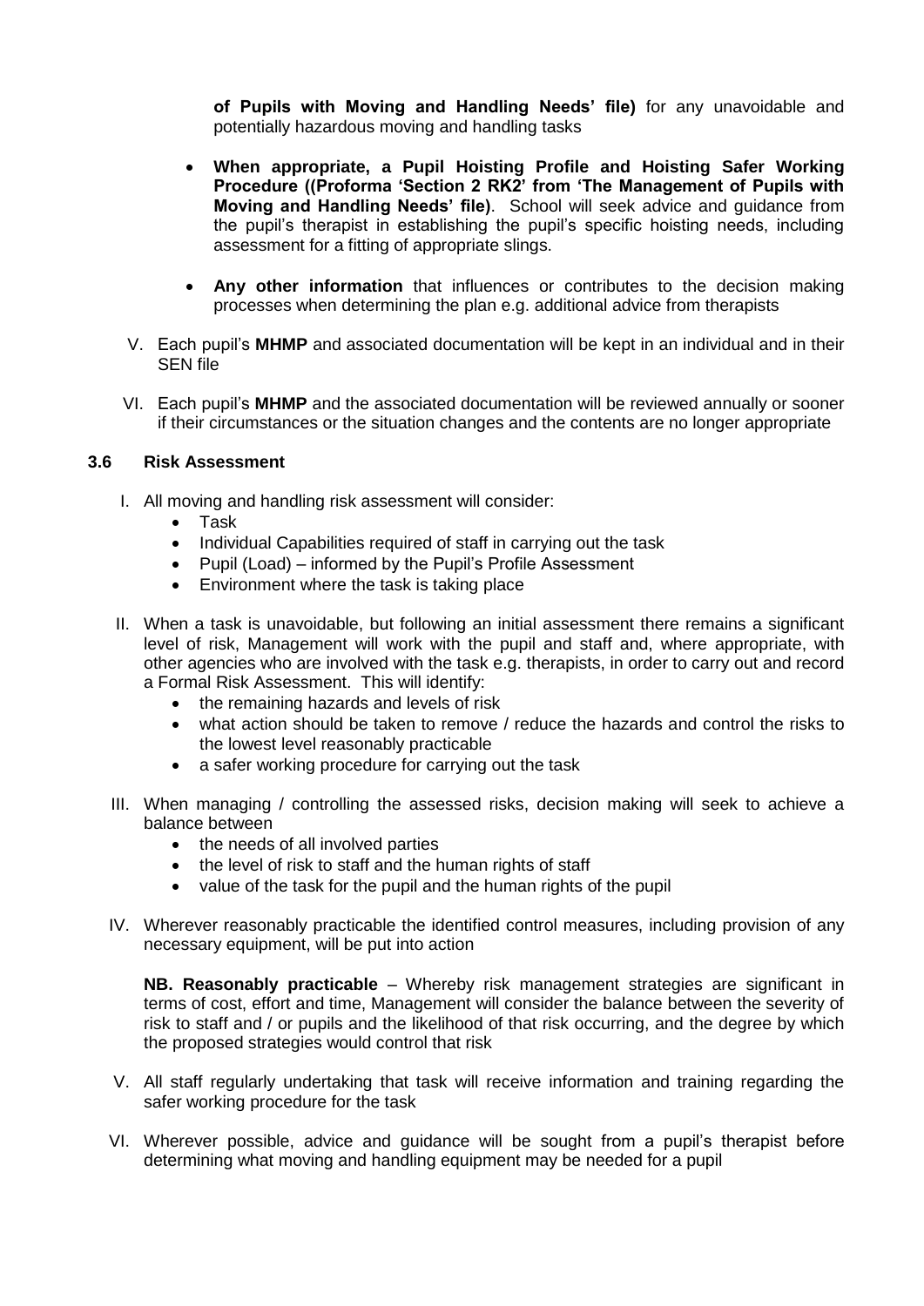**of Pupils with Moving and Handling Needs' file)** for any unavoidable and potentially hazardous moving and handling tasks

- **When appropriate, a Pupil Hoisting Profile and Hoisting Safer Working Procedure ((Proforma 'Section 2 RK2' from 'The Management of Pupils with Moving and Handling Needs' file)**. School will seek advice and guidance from the pupil's therapist in establishing the pupil's specific hoisting needs, including assessment for a fitting of appropriate slings.

- **Any other information** that influences or contributes to the decision making processes when determining the plan e.g. additional advice from therapists

V. Each pupil's **MHMP** and associated documentation will be kept in an individual and in their SEN file

VI. Each pupil's **MHMP** and the associated documentation will be reviewed annually or sooner if their circumstances or the situation changes and the contents are no longer appropriate

### 3.6 Risk Assessment

I. All moving and handling risk assessment will consider:
   - Task
   - Individual Capabilities required of staff in carrying out the task
   - Pupil (Load) – informed by the Pupil's Profile Assessment
   - Environment where the task is taking place

II. When a task is unavoidable, but following an initial assessment there remains a significant level of risk, Management will work with the pupil and staff and, where appropriate, with other agencies who are involved with the task e.g. therapists, in order to carry out and record a Formal Risk Assessment. This will identify:
   - the remaining hazards and levels of risk
   - what action should be taken to remove / reduce the hazards and control the risks to the lowest level reasonably practicable
   - a safer working procedure for carrying out the task

III. When managing / controlling the assessed risks, decision making will seek to achieve a balance between
   - the needs of all involved parties
   - the level of risk to staff and the human rights of staff
   - value of the task for the pupil and the human rights of the pupil

IV. Wherever reasonably practicable the identified control measures, including provision of any necessary equipment, will be put into action

   **NB. Reasonably practicable** – Whereby risk management strategies are significant in terms of cost, effort and time, Management will consider the balance between the severity of risk to staff and / or pupils and the likelihood of that risk occurring, and the degree by which the proposed strategies would control that risk

V. All staff regularly undertaking that task will receive information and training regarding the safer working procedure for the task

VI. Wherever possible, advice and guidance will be sought from a pupil's therapist before determining what moving and handling equipment may be needed for a pupil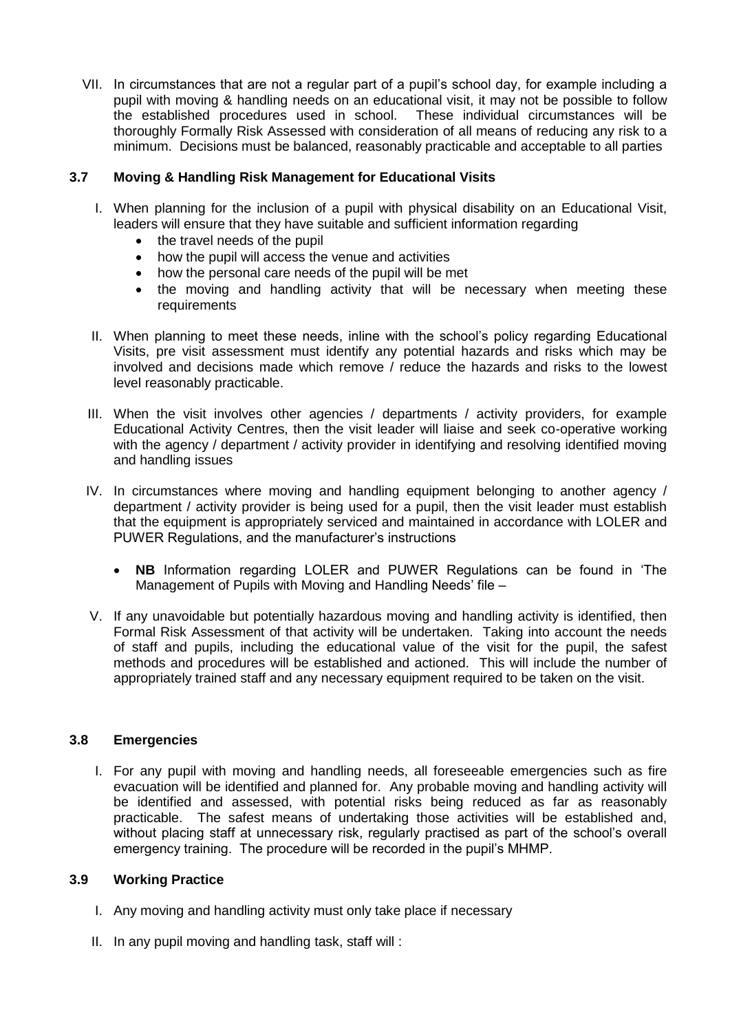VII. In circumstances that are not a regular part of a pupil's school day, for example including a pupil with moving & handling needs on an educational visit, it may not be possible to follow the established procedures used in school. These individual circumstances will be thoroughly Formally Risk Assessed with consideration of all means of reducing any risk to a minimum. Decisions must be balanced, reasonably practicable and acceptable to all parties

### 3.7 Moving & Handling Risk Management for Educational Visits

I. When planning for the inclusion of a pupil with physical disability on an Educational Visit, leaders will ensure that they have suitable and sufficient information regarding
   - the travel needs of the pupil
   - how the pupil will access the venue and activities
   - how the personal care needs of the pupil will be met
   - the moving and handling activity that will be necessary when meeting these requirements

II. When planning to meet these needs, inline with the school's policy regarding Educational Visits, pre visit assessment must identify any potential hazards and risks which may be involved and decisions made which remove / reduce the hazards and risks to the lowest level reasonably practicable.

III. When the visit involves other agencies / departments / activity providers, for example Educational Activity Centres, then the visit leader will liaise and seek co-operative working with the agency / department / activity provider in identifying and resolving identified moving and handling issues

IV. In circumstances where moving and handling equipment belonging to another agency / department / activity provider is being used for a pupil, then the visit leader must establish that the equipment is appropriately serviced and maintained in accordance with LOLER and PUWER Regulations, and the manufacturer's instructions
   - **NB** Information regarding LOLER and PUWER Regulations can be found in 'The Management of Pupils with Moving and Handling Needs' file –

V. If any unavoidable but potentially hazardous moving and handling activity is identified, then Formal Risk Assessment of that activity will be undertaken. Taking into account the needs of staff and pupils, including the educational value of the visit for the pupil, the safest methods and procedures will be established and actioned. This will include the number of appropriately trained staff and any necessary equipment required to be taken on the visit.

### 3.8 Emergencies

I. For any pupil with moving and handling needs, all foreseeable emergencies such as fire evacuation will be identified and planned for. Any probable moving and handling activity will be identified and assessed, with potential risks being reduced as far as reasonably practicable. The safest means of undertaking those activities will be established and, without placing staff at unnecessary risk, regularly practised as part of the school's overall emergency training. The procedure will be recorded in the pupil's MHMP.

### 3.9 Working Practice

I. Any moving and handling activity must only take place if necessary

II. In any pupil moving and handling task, staff will :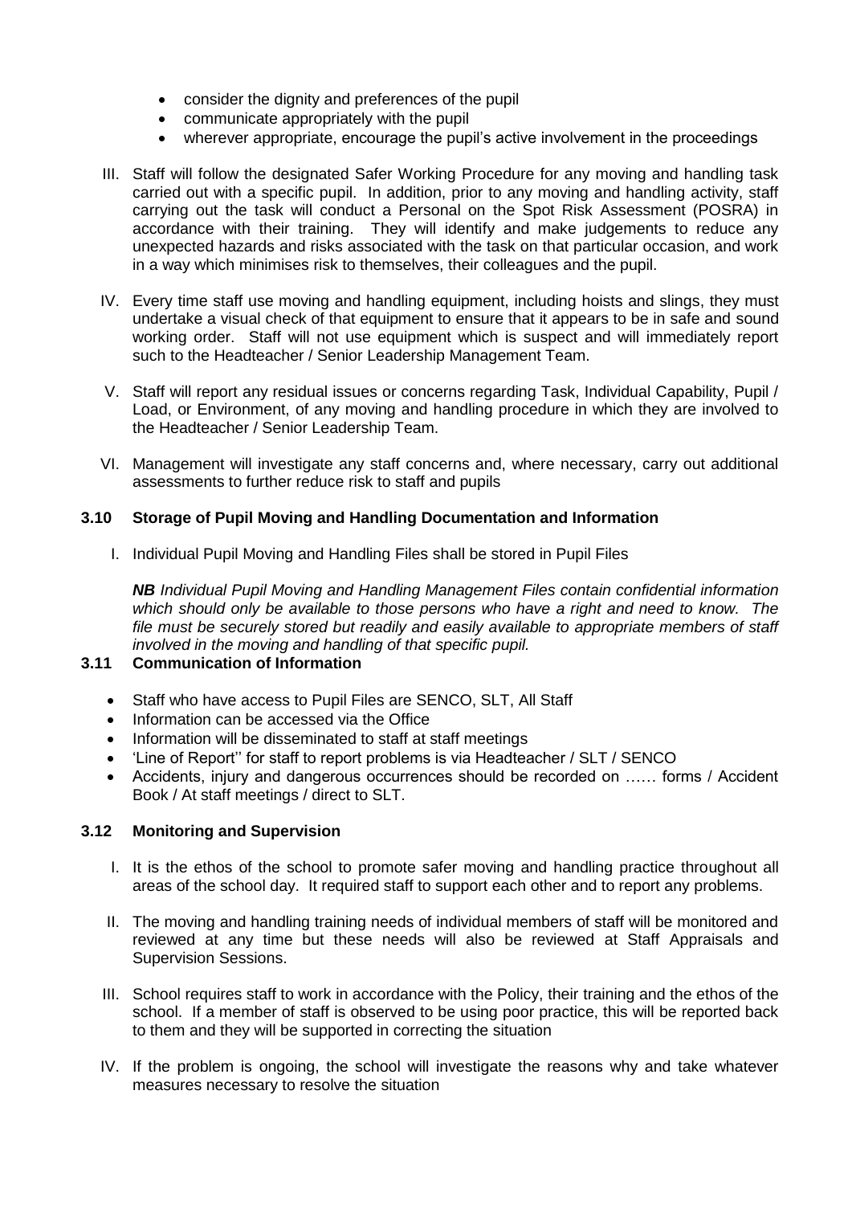- consider the dignity and preferences of the pupil
- communicate appropriately with the pupil
- wherever appropriate, encourage the pupil's active involvement in the proceedings

III. Staff will follow the designated Safer Working Procedure for any moving and handling task carried out with a specific pupil. In addition, prior to any moving and handling activity, staff carrying out the task will conduct a Personal on the Spot Risk Assessment (POSRA) in accordance with their training. They will identify and make judgements to reduce any unexpected hazards and risks associated with the task on that particular occasion, and work in a way which minimises risk to themselves, their colleagues and the pupil.

IV. Every time staff use moving and handling equipment, including hoists and slings, they must undertake a visual check of that equipment to ensure that it appears to be in safe and sound working order. Staff will not use equipment which is suspect and will immediately report such to the Headteacher / Senior Leadership Management Team.

V. Staff will report any residual issues or concerns regarding Task, Individual Capability, Pupil / Load, or Environment, of any moving and handling procedure in which they are involved to the Headteacher / Senior Leadership Team.

VI. Management will investigate any staff concerns and, where necessary, carry out additional assessments to further reduce risk to staff and pupils

### 3.10 Storage of Pupil Moving and Handling Documentation and Information

I. Individual Pupil Moving and Handling Files shall be stored in Pupil Files

***NB*** *Individual Pupil Moving and Handling Management Files contain confidential information which should only be available to those persons who have a right and need to know. The file must be securely stored but readily and easily available to appropriate members of staff involved in the moving and handling of that specific pupil.*

### 3.11 Communication of Information

- Staff who have access to Pupil Files are SENCO, SLT, All Staff
- Information can be accessed via the Office
- Information will be disseminated to staff at staff meetings
- 'Line of Report'' for staff to report problems is via Headteacher / SLT / SENCO
- Accidents, injury and dangerous occurrences should be recorded on …… forms / Accident Book / At staff meetings / direct to SLT.

### 3.12 Monitoring and Supervision

I. It is the ethos of the school to promote safer moving and handling practice throughout all areas of the school day. It required staff to support each other and to report any problems.

II. The moving and handling training needs of individual members of staff will be monitored and reviewed at any time but these needs will also be reviewed at Staff Appraisals and Supervision Sessions.

III. School requires staff to work in accordance with the Policy, their training and the ethos of the school. If a member of staff is observed to be using poor practice, this will be reported back to them and they will be supported in correcting the situation

IV. If the problem is ongoing, the school will investigate the reasons why and take whatever measures necessary to resolve the situation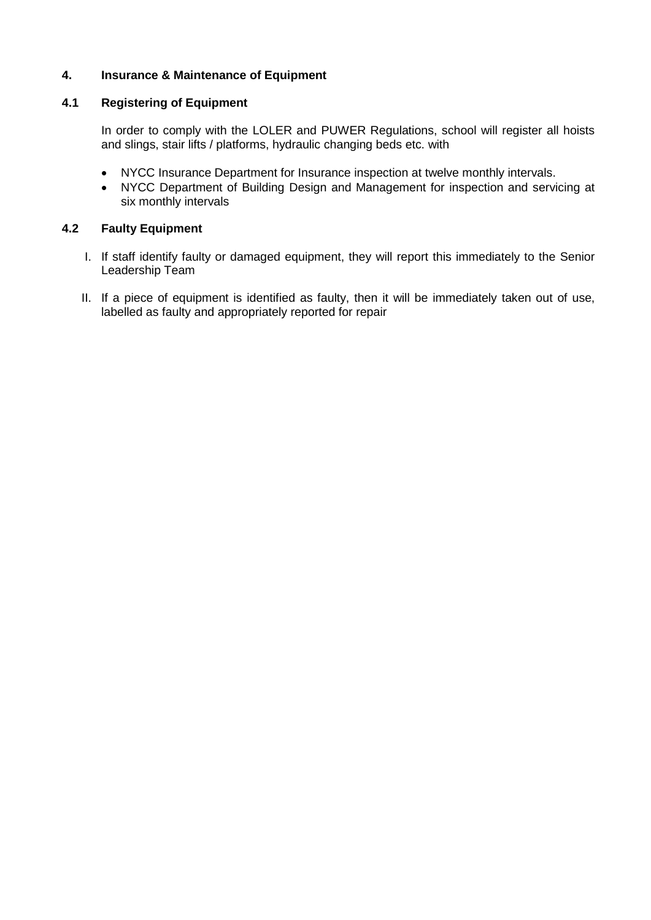## 4. Insurance & Maintenance of Equipment

### 4.1 Registering of Equipment

In order to comply with the LOLER and PUWER Regulations, school will register all hoists and slings, stair lifts / platforms, hydraulic changing beds etc. with

- NYCC Insurance Department for Insurance inspection at twelve monthly intervals.
- NYCC Department of Building Design and Management for inspection and servicing at six monthly intervals

### 4.2 Faulty Equipment

I. If staff identify faulty or damaged equipment, they will report this immediately to the Senior Leadership Team

II. If a piece of equipment is identified as faulty, then it will be immediately taken out of use, labelled as faulty and appropriately reported for repair